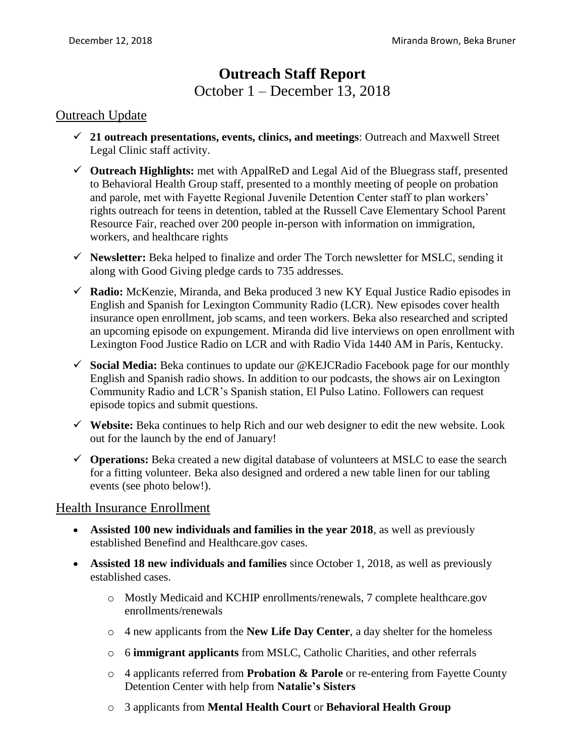December 12, 2018 Miranda Brown, Beka Bruner

# Outreach Staff Report

October 1 – December 13, 2018

## Outreach Update

- ✓ **21 outreach presentations, events, clinics, and meetings**: Outreach and Maxwell Street Legal Clinic staff activity.
- ✓ **Outreach Highlights:** met with AppalReD and Legal Aid of the Bluegrass staff, presented to Behavioral Health Group staff, presented to a monthly meeting of people on probation and parole, met with Fayette Regional Juvenile Detention Center staff to plan workers' rights outreach for teens in detention, tabled at the Russell Cave Elementary School Parent Resource Fair, reached over 200 people in-person with information on immigration, workers, and healthcare rights
- ✓ **Newsletter:** Beka helped to finalize and order The Torch newsletter for MSLC, sending it along with Good Giving pledge cards to 735 addresses.
- ✓ **Radio:** McKenzie, Miranda, and Beka produced 3 new KY Equal Justice Radio episodes in English and Spanish for Lexington Community Radio (LCR). New episodes cover health insurance open enrollment, job scams, and teen workers. Beka also researched and scripted an upcoming episode on expungement. Miranda did live interviews on open enrollment with Lexington Food Justice Radio on LCR and with Radio Vida 1440 AM in Paris, Kentucky.
- ✓ **Social Media:** Beka continues to update our @KEJCRadio Facebook page for our monthly English and Spanish radio shows. In addition to our podcasts, the shows air on Lexington Community Radio and LCR's Spanish station, El Pulso Latino. Followers can request episode topics and submit questions.
- ✓ **Website:** Beka continues to help Rich and our web designer to edit the new website. Look out for the launch by the end of January!
- ✓ **Operations:** Beka created a new digital database of volunteers at MSLC to ease the search for a fitting volunteer. Beka also designed and ordered a new table linen for our tabling events (see photo below!).

## Health Insurance Enrollment

- **Assisted 100 new individuals and families in the year 2018**, as well as previously established Benefind and Healthcare.gov cases.
- **Assisted 18 new individuals and families** since October 1, 2018, as well as previously established cases.
  - Mostly Medicaid and KCHIP enrollments/renewals, 7 complete healthcare.gov enrollments/renewals
  - 4 new applicants from the **New Life Day Center**, a day shelter for the homeless
  - 6 **immigrant applicants** from MSLC, Catholic Charities, and other referrals
  - 4 applicants referred from **Probation & Parole** or re-entering from Fayette County Detention Center with help from **Natalie's Sisters**
  - 3 applicants from **Mental Health Court** or **Behavioral Health Group**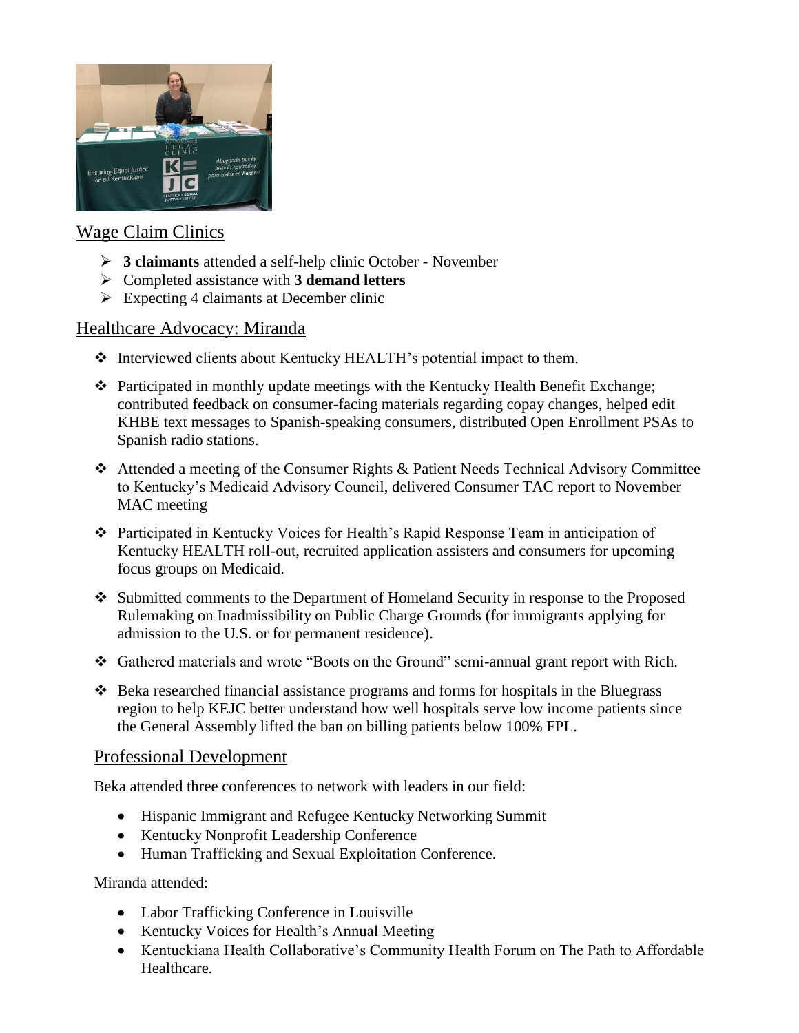## Wage Claim Clinics

- **3 claimants** attended a self-help clinic October - November
- Completed assistance with **3 demand letters**
- Expecting 4 claimants at December clinic

## Healthcare Advocacy: Miranda

- Interviewed clients about Kentucky HEALTH's potential impact to them.
- Participated in monthly update meetings with the Kentucky Health Benefit Exchange; contributed feedback on consumer-facing materials regarding copay changes, helped edit KHBE text messages to Spanish-speaking consumers, distributed Open Enrollment PSAs to Spanish radio stations.
- Attended a meeting of the Consumer Rights & Patient Needs Technical Advisory Committee to Kentucky's Medicaid Advisory Council, delivered Consumer TAC report to November MAC meeting
- Participated in Kentucky Voices for Health's Rapid Response Team in anticipation of Kentucky HEALTH roll-out, recruited application assisters and consumers for upcoming focus groups on Medicaid.
- Submitted comments to the Department of Homeland Security in response to the Proposed Rulemaking on Inadmissibility on Public Charge Grounds (for immigrants applying for admission to the U.S. or for permanent residence).
- Gathered materials and wrote "Boots on the Ground" semi-annual grant report with Rich.
- Beka researched financial assistance programs and forms for hospitals in the Bluegrass region to help KEJC better understand how well hospitals serve low income patients since the General Assembly lifted the ban on billing patients below 100% FPL.

## Professional Development

Beka attended three conferences to network with leaders in our field:

- Hispanic Immigrant and Refugee Kentucky Networking Summit
- Kentucky Nonprofit Leadership Conference
- Human Trafficking and Sexual Exploitation Conference.

Miranda attended:

- Labor Trafficking Conference in Louisville
- Kentucky Voices for Health's Annual Meeting
- Kentuckiana Health Collaborative's Community Health Forum on The Path to Affordable Healthcare.